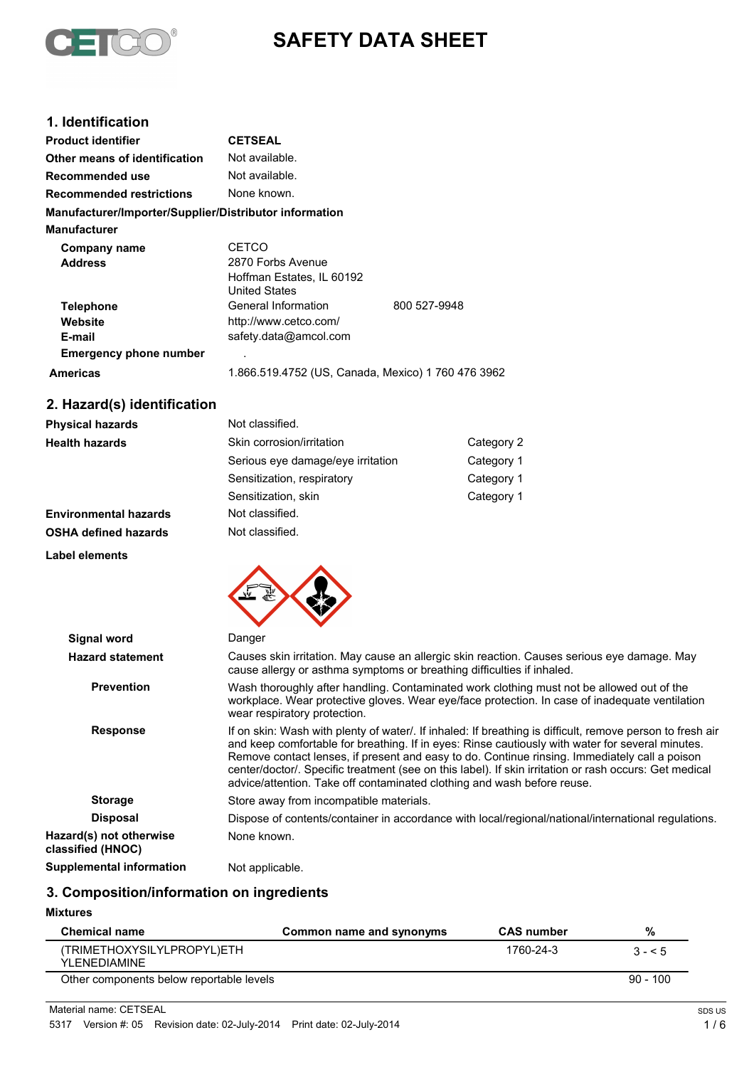# SAFETY DATA SHEET

## 1. Identification

**Product identifier** CETSEAL

**Other means of identification** Not available.

**Recommended use** Not available.

**Recommended restrictions** None known.

**Manufacturer/Importer/Supplier/Distributor information**

**Manufacturer**

**Company name** CETCO

**Address** 2870 Forbs Avenue
Hoffman Estates, IL 60192
United States

**Telephone** General Information 800 527-9948

**Website** http://www.cetco.com/

**E-mail** safety.data@amcol.com

**Emergency phone number** .

**Americas** 1.866.519.4752 (US, Canada, Mexico) 1 760 476 3962

## 2. Hazard(s) identification

**Physical hazards** Not classified.

| **Health hazards** | | |
|---|---|---|
| | Skin corrosion/irritation | Category 2 |
| | Serious eye damage/eye irritation | Category 1 |
| | Sensitization, respiratory | Category 1 |
| | Sensitization, skin | Category 1 |

**Environmental hazards** Not classified.

**OSHA defined hazards** Not classified.

**Label elements**

**Signal word** Danger

**Hazard statement** Causes skin irritation. May cause an allergic skin reaction. Causes serious eye damage. May cause allergy or asthma symptoms or breathing difficulties if inhaled.

**Prevention** Wash thoroughly after handling. Contaminated work clothing must not be allowed out of the workplace. Wear protective gloves. Wear eye/face protection. In case of inadequate ventilation wear respiratory protection.

**Response** If on skin: Wash with plenty of water/. If inhaled: If breathing is difficult, remove person to fresh air and keep comfortable for breathing. If in eyes: Rinse cautiously with water for several minutes. Remove contact lenses, if present and easy to do. Continue rinsing. Immediately call a poison center/doctor/. Specific treatment (see on this label). If skin irritation or rash occurs: Get medical advice/attention. Take off contaminated clothing and wash before reuse.

**Storage** Store away from incompatible materials.

**Disposal** Dispose of contents/container in accordance with local/regional/national/international regulations.

**Hazard(s) not otherwise classified (HNOC)** None known.

**Supplemental information** Not applicable.

## 3. Composition/information on ingredients

**Mixtures**

| Chemical name | Common name and synonyms | CAS number | % |
|---|---|---|---|
| (TRIMETHOXYSILYLPROPYL)ETHYLENEDIAMINE | | 1760-24-3 | 3 - < 5 |
| Other components below reportable levels | | | 90 - 100 |

Material name: CETSEAL

5317 Version #: 05 Revision date: 02-July-2014 Print date: 02-July-2014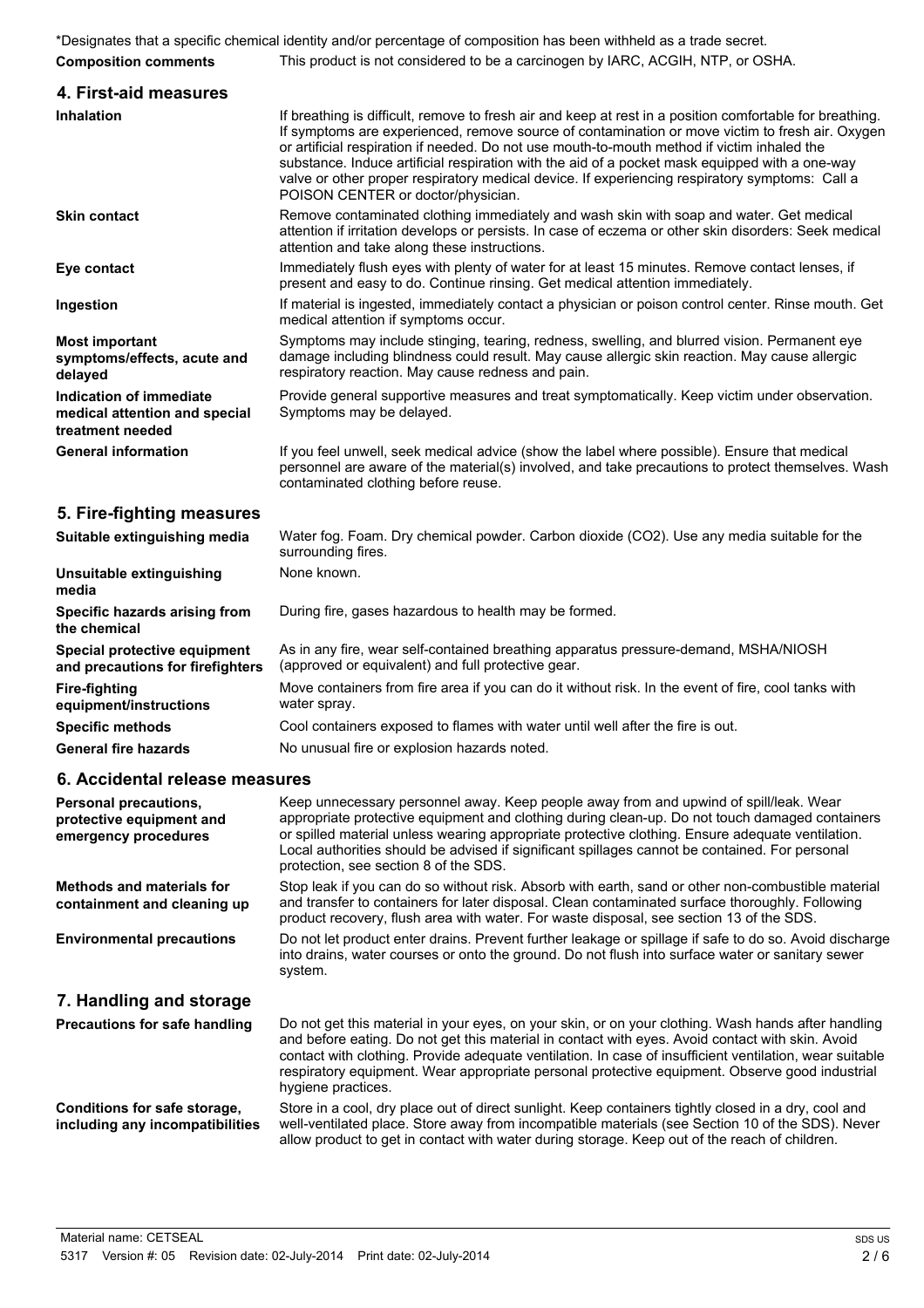*Designates that a specific chemical identity and/or percentage of composition has been withheld as a trade secret.

| | |
|---|---|
| **Composition comments** | This product is not considered to be a carcinogen by IARC, ACGIH, NTP, or OSHA. |

## 4. First-aid measures

| | |
|---|---|
| **Inhalation** | If breathing is difficult, remove to fresh air and keep at rest in a position comfortable for breathing. If symptoms are experienced, remove source of contamination or move victim to fresh air. Oxygen or artificial respiration if needed. Do not use mouth-to-mouth method if victim inhaled the substance. Induce artificial respiration with the aid of a pocket mask equipped with a one-way valve or other proper respiratory medical device. If experiencing respiratory symptoms: Call a POISON CENTER or doctor/physician. |
| **Skin contact** | Remove contaminated clothing immediately and wash skin with soap and water. Get medical attention if irritation develops or persists. In case of eczema or other skin disorders: Seek medical attention and take along these instructions. |
| **Eye contact** | Immediately flush eyes with plenty of water for at least 15 minutes. Remove contact lenses, if present and easy to do. Continue rinsing. Get medical attention immediately. |
| **Ingestion** | If material is ingested, immediately contact a physician or poison control center. Rinse mouth. Get medical attention if symptoms occur. |
| **Most important symptoms/effects, acute and delayed** | Symptoms may include stinging, tearing, redness, swelling, and blurred vision. Permanent eye damage including blindness could result. May cause allergic skin reaction. May cause allergic respiratory reaction. May cause redness and pain. |
| **Indication of immediate medical attention and special treatment needed** | Provide general supportive measures and treat symptomatically. Keep victim under observation. Symptoms may be delayed. |
| **General information** | If you feel unwell, seek medical advice (show the label where possible). Ensure that medical personnel are aware of the material(s) involved, and take precautions to protect themselves. Wash contaminated clothing before reuse. |

## 5. Fire-fighting measures

| | |
|---|---|
| **Suitable extinguishing media** | Water fog. Foam. Dry chemical powder. Carbon dioxide ($CO_2$). Use any media suitable for the surrounding fires. |
| **Unsuitable extinguishing media** | None known. |
| **Specific hazards arising from the chemical** | During fire, gases hazardous to health may be formed. |
| **Special protective equipment and precautions for firefighters** | As in any fire, wear self-contained breathing apparatus pressure-demand, MSHA/NIOSH (approved or equivalent) and full protective gear. |
| **Fire-fighting equipment/instructions** | Move containers from fire area if you can do it without risk. In the event of fire, cool tanks with water spray. |
| **Specific methods** | Cool containers exposed to flames with water until well after the fire is out. |
| **General fire hazards** | No unusual fire or explosion hazards noted. |

## 6. Accidental release measures

| | |
|---|---|
| **Personal precautions, protective equipment and emergency procedures** | Keep unnecessary personnel away. Keep people away from and upwind of spill/leak. Wear appropriate protective equipment and clothing during clean-up. Do not touch damaged containers or spilled material unless wearing appropriate protective clothing. Ensure adequate ventilation. Local authorities should be advised if significant spillages cannot be contained. For personal protection, see section 8 of the SDS. |
| **Methods and materials for containment and cleaning up** | Stop leak if you can do so without risk. Absorb with earth, sand or other non-combustible material and transfer to containers for later disposal. Clean contaminated surface thoroughly. Following product recovery, flush area with water. For waste disposal, see section 13 of the SDS. |
| **Environmental precautions** | Do not let product enter drains. Prevent further leakage or spillage if safe to do so. Avoid discharge into drains, water courses or onto the ground. Do not flush into surface water or sanitary sewer system. |

## 7. Handling and storage

| | |
|---|---|
| **Precautions for safe handling** | Do not get this material in your eyes, on your skin, or on your clothing. Wash hands after handling and before eating. Do not get this material in contact with eyes. Avoid contact with skin. Avoid contact with clothing. Provide adequate ventilation. In case of insufficient ventilation, wear suitable respiratory equipment. Wear appropriate personal protective equipment. Observe good industrial hygiene practices. |
| **Conditions for safe storage, including any incompatibilities** | Store in a cool, dry place out of direct sunlight. Keep containers tightly closed in a dry, cool and well-ventilated place. Store away from incompatible materials (see Section 10 of the SDS). Never allow product to get in contact with water during storage. Keep out of the reach of children. |

Material name: CETSEAL
5317 Version #: 05 Revision date: 02-July-2014 Print date: 02-July-2014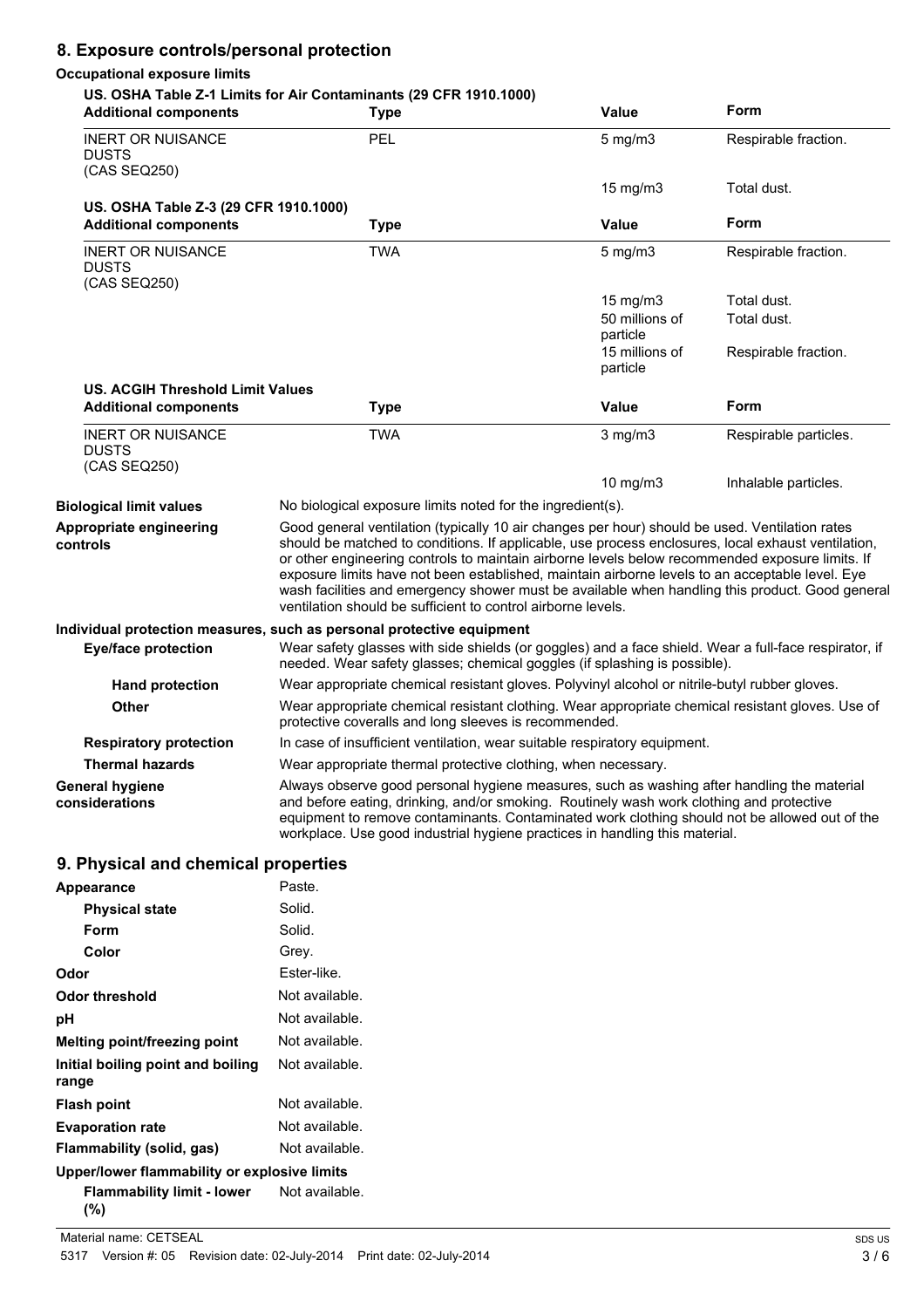## 8. Exposure controls/personal protection

**Occupational exposure limits**

**US. OSHA Table Z-1 Limits for Air Contaminants (29 CFR 1910.1000)**

| Additional components | Type | Value | Form |
|---|---|---|---|
| INERT OR NUISANCE DUSTS (CAS SEQ250) | PEL | 5 mg/m3 | Respirable fraction. |
| | | 15 mg/m3 | Total dust. |

**US. OSHA Table Z-3 (29 CFR 1910.1000)**

| Additional components | Type | Value | Form |
|---|---|---|---|
| INERT OR NUISANCE DUSTS (CAS SEQ250) | TWA | 5 mg/m3 | Respirable fraction. |
| | | 15 mg/m3 | Total dust. |
| | | 50 millions of particle | Total dust. |
| | | 15 millions of particle | Respirable fraction. |

**US. ACGIH Threshold Limit Values**

| Additional components | Type | Value | Form |
|---|---|---|---|
| INERT OR NUISANCE DUSTS (CAS SEQ250) | TWA | 3 mg/m3 | Respirable particles. |
| | | 10 mg/m3 | Inhalable particles. |

**Biological limit values** No biological exposure limits noted for the ingredient(s).

**Appropriate engineering controls** Good general ventilation (typically 10 air changes per hour) should be used. Ventilation rates should be matched to conditions. If applicable, use process enclosures, local exhaust ventilation, or other engineering controls to maintain airborne levels below recommended exposure limits. If exposure limits have not been established, maintain airborne levels to an acceptable level. Eye wash facilities and emergency shower must be available when handling this product. Good general ventilation should be sufficient to control airborne levels.

**Individual protection measures, such as personal protective equipment**

**Eye/face protection** Wear safety glasses with side shields (or goggles) and a face shield. Wear a full-face respirator, if needed. Wear safety glasses; chemical goggles (if splashing is possible).

**Hand protection** Wear appropriate chemical resistant gloves. Polyvinyl alcohol or nitrile-butyl rubber gloves.

**Other** Wear appropriate chemical resistant clothing. Wear appropriate chemical resistant gloves. Use of protective coveralls and long sleeves is recommended.

**Respiratory protection** In case of insufficient ventilation, wear suitable respiratory equipment.

**Thermal hazards** Wear appropriate thermal protective clothing, when necessary.

**General hygiene considerations** Always observe good personal hygiene measures, such as washing after handling the material and before eating, drinking, and/or smoking. Routinely wash work clothing and protective equipment to remove contaminants. Contaminated work clothing should not be allowed out of the workplace. Use good industrial hygiene practices in handling this material.

## 9. Physical and chemical properties

| | |
|---|---|
| **Appearance** | Paste. |
| **Physical state** | Solid. |
| **Form** | Solid. |
| **Color** | Grey. |
| **Odor** | Ester-like. |
| **Odor threshold** | Not available. |
| **pH** | Not available. |
| **Melting point/freezing point** | Not available. |
| **Initial boiling point and boiling range** | Not available. |
| **Flash point** | Not available. |
| **Evaporation rate** | Not available. |
| **Flammability (solid, gas)** | Not available. |
| **Upper/lower flammability or explosive limits** | |
| **Flammability limit - lower (%)** | Not available. |

Material name: CETSEAL

5317 Version #: 05 Revision date: 02-July-2014 Print date: 02-July-2014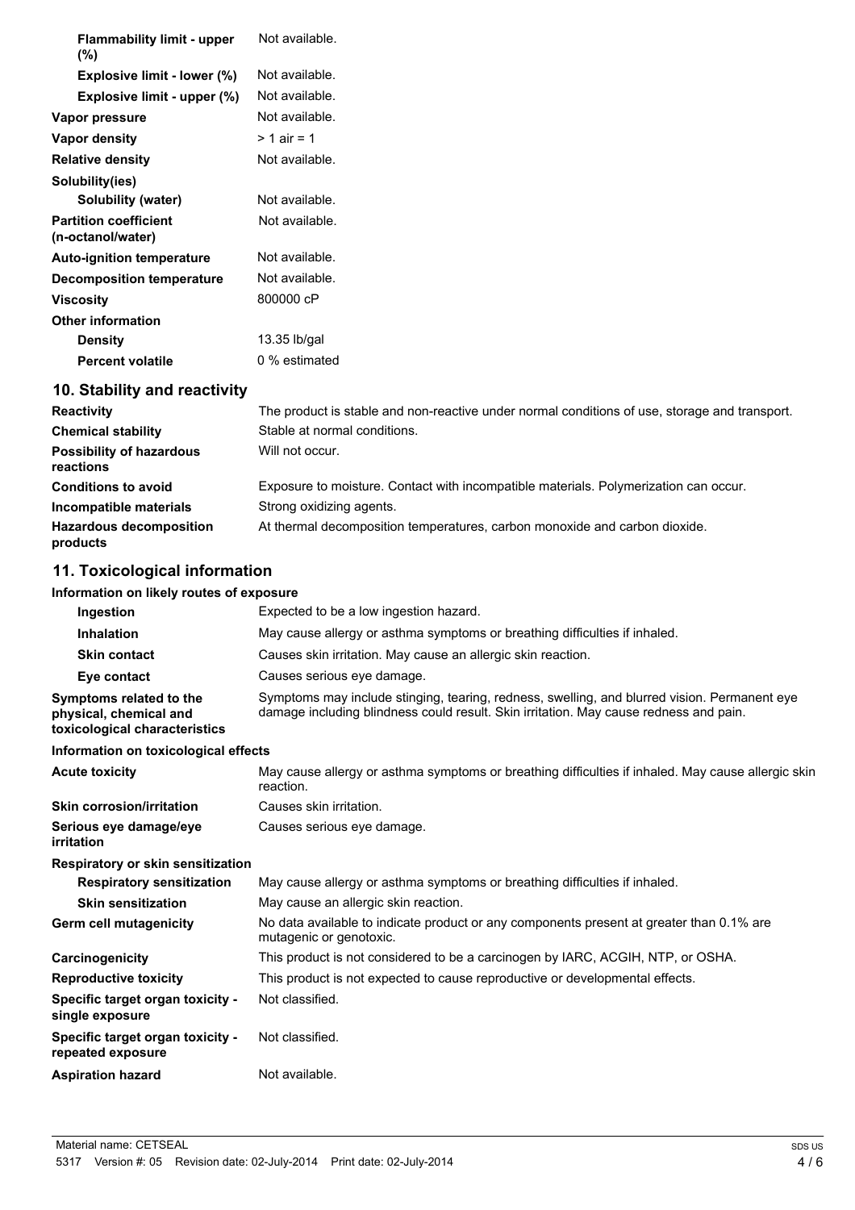| | |
|---|---|
| **Flammability limit - upper (%)** | Not available. |
| **Explosive limit - lower (%)** | Not available. |
| **Explosive limit - upper (%)** | Not available. |
| **Vapor pressure** | Not available. |
| **Vapor density** | > 1 air = 1 |
| **Relative density** | Not available. |
| **Solubility(ies)** | |
| **Solubility (water)** | Not available. |
| **Partition coefficient (n-octanol/water)** | Not available. |
| **Auto-ignition temperature** | Not available. |
| **Decomposition temperature** | Not available. |
| **Viscosity** | 800000 cP |
| **Other information** | |
| **Density** | 13.35 lb/gal |
| **Percent volatile** | 0 % estimated |

## 10. Stability and reactivity

| | |
|---|---|
| **Reactivity** | The product is stable and non-reactive under normal conditions of use, storage and transport. |
| **Chemical stability** | Stable at normal conditions. |
| **Possibility of hazardous reactions** | Will not occur. |
| **Conditions to avoid** | Exposure to moisture. Contact with incompatible materials. Polymerization can occur. |
| **Incompatible materials** | Strong oxidizing agents. |
| **Hazardous decomposition products** | At thermal decomposition temperatures, carbon monoxide and carbon dioxide. |

## 11. Toxicological information

**Information on likely routes of exposure**

| | |
|---|---|
| **Ingestion** | Expected to be a low ingestion hazard. |
| **Inhalation** | May cause allergy or asthma symptoms or breathing difficulties if inhaled. |
| **Skin contact** | Causes skin irritation. May cause an allergic skin reaction. |
| **Eye contact** | Causes serious eye damage. |
| **Symptoms related to the physical, chemical and toxicological characteristics** | Symptoms may include stinging, tearing, redness, swelling, and blurred vision. Permanent eye damage including blindness could result. Skin irritation. May cause redness and pain. |

**Information on toxicological effects**

| | |
|---|---|
| **Acute toxicity** | May cause allergy or asthma symptoms or breathing difficulties if inhaled. May cause allergic skin reaction. |
| **Skin corrosion/irritation** | Causes skin irritation. |
| **Serious eye damage/eye irritation** | Causes serious eye damage. |
| **Respiratory or skin sensitization** | |
| **Respiratory sensitization** | May cause allergy or asthma symptoms or breathing difficulties if inhaled. |
| **Skin sensitization** | May cause an allergic skin reaction. |
| **Germ cell mutagenicity** | No data available to indicate product or any components present at greater than 0.1% are mutagenic or genotoxic. |
| **Carcinogenicity** | This product is not considered to be a carcinogen by IARC, ACGIH, NTP, or OSHA. |
| **Reproductive toxicity** | This product is not expected to cause reproductive or developmental effects. |
| **Specific target organ toxicity - single exposure** | Not classified. |
| **Specific target organ toxicity - repeated exposure** | Not classified. |
| **Aspiration hazard** | Not available. |

Material name: CETSEAL
5317 Version #: 05 Revision date: 02-July-2014 Print date: 02-July-2014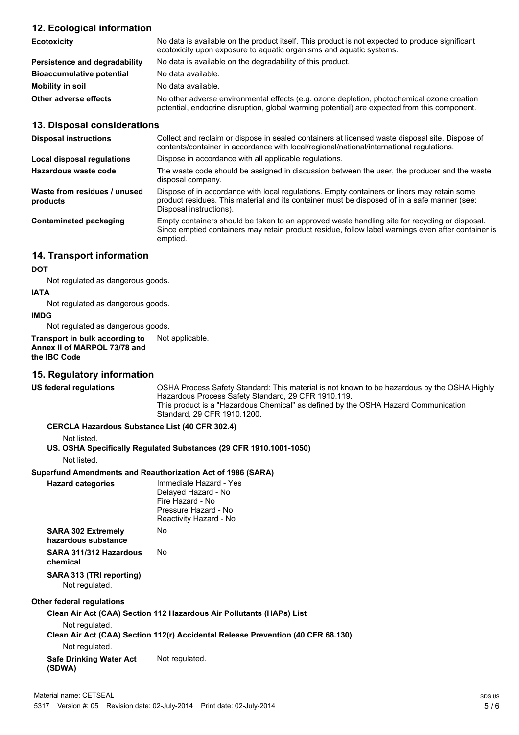## 12. Ecological information

**Ecotoxicity** No data is available on the product itself. This product is not expected to produce significant ecotoxicity upon exposure to aquatic organisms and aquatic systems.

**Persistence and degradability** No data is available on the degradability of this product.

**Bioaccumulative potential** No data available.

**Mobility in soil** No data available.

**Other adverse effects** No other adverse environmental effects (e.g. ozone depletion, photochemical ozone creation potential, endocrine disruption, global warming potential) are expected from this component.

## 13. Disposal considerations

**Disposal instructions** Collect and reclaim or dispose in sealed containers at licensed waste disposal site. Dispose of contents/container in accordance with local/regional/national/international regulations.

**Local disposal regulations** Dispose in accordance with all applicable regulations.

**Hazardous waste code** The waste code should be assigned in discussion between the user, the producer and the waste disposal company.

**Waste from residues / unused products** Dispose of in accordance with local regulations. Empty containers or liners may retain some product residues. This material and its container must be disposed of in a safe manner (see: Disposal instructions).

**Contaminated packaging** Empty containers should be taken to an approved waste handling site for recycling or disposal. Since emptied containers may retain product residue, follow label warnings even after container is emptied.

## 14. Transport information

**DOT**

Not regulated as dangerous goods.

**IATA**

Not regulated as dangerous goods.

**IMDG**

Not regulated as dangerous goods.

**Transport in bulk according to Annex II of MARPOL 73/78 and the IBC Code** Not applicable.

## 15. Regulatory information

**US federal regulations** OSHA Process Safety Standard: This material is not known to be hazardous by the OSHA Highly Hazardous Process Safety Standard, 29 CFR 1910.119.
This product is a "Hazardous Chemical" as defined by the OSHA Hazard Communication Standard, 29 CFR 1910.1200.

**CERCLA Hazardous Substance List (40 CFR 302.4)**

Not listed.

**US. OSHA Specifically Regulated Substances (29 CFR 1910.1001-1050)**

Not listed.

**Superfund Amendments and Reauthorization Act of 1986 (SARA)**

**Hazard categories**
Immediate Hazard - Yes
Delayed Hazard - No
Fire Hazard - No
Pressure Hazard - No
Reactivity Hazard - No

**SARA 302 Extremely hazardous substance** No

**SARA 311/312 Hazardous chemical** No

**SARA 313 (TRI reporting)**

Not regulated.

**Other federal regulations**

**Clean Air Act (CAA) Section 112 Hazardous Air Pollutants (HAPs) List**

Not regulated.

**Clean Air Act (CAA) Section 112(r) Accidental Release Prevention (40 CFR 68.130)**

Not regulated.

**Safe Drinking Water Act (SDWA)** Not regulated.

Material name: CETSEAL

5317 Version #: 05 Revision date: 02-July-2014 Print date: 02-July-2014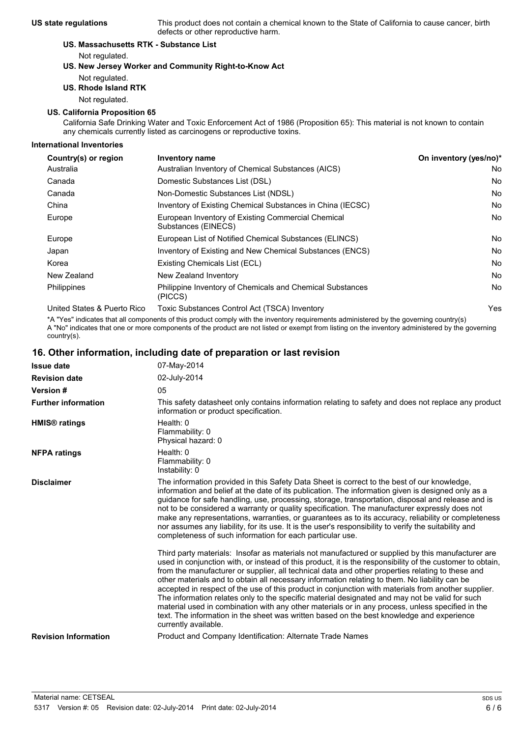**US state regulations** This product does not contain a chemical known to the State of California to cause cancer, birth defects or other reproductive harm.

**US. Massachusetts RTK - Substance List**

Not regulated.

**US. New Jersey Worker and Community Right-to-Know Act**

Not regulated.

**US. Rhode Island RTK**

Not regulated.

**US. California Proposition 65**

California Safe Drinking Water and Toxic Enforcement Act of 1986 (Proposition 65): This material is not known to contain any chemicals currently listed as carcinogens or reproductive toxins.

**International Inventories**

| Country(s) or region | Inventory name | On inventory (yes/no)* |
|---|---|---|
| Australia | Australian Inventory of Chemical Substances (AICS) | No |
| Canada | Domestic Substances List (DSL) | No |
| Canada | Non-Domestic Substances List (NDSL) | No |
| China | Inventory of Existing Chemical Substances in China (IECSC) | No |
| Europe | European Inventory of Existing Commercial Chemical Substances (EINECS) | No |
| Europe | European List of Notified Chemical Substances (ELINCS) | No |
| Japan | Inventory of Existing and New Chemical Substances (ENCS) | No |
| Korea | Existing Chemicals List (ECL) | No |
| New Zealand | New Zealand Inventory | No |
| Philippines | Philippine Inventory of Chemicals and Chemical Substances (PICCS) | No |
| United States & Puerto Rico | Toxic Substances Control Act (TSCA) Inventory | Yes |

*A "Yes" indicates that all components of this product comply with the inventory requirements administered by the governing country(s)
A "No" indicates that one or more components of the product are not listed or exempt from listing on the inventory administered by the governing country(s).

## 16. Other information, including date of preparation or last revision

**Issue date** 07-May-2014

**Revision date** 02-July-2014

**Version #** 05

**Further information** This safety datasheet only contains information relating to safety and does not replace any product information or product specification.

**HMIS® ratings**
Health: 0
Flammability: 0
Physical hazard: 0

**NFPA ratings**
Health: 0
Flammability: 0
Instability: 0

**Disclaimer** The information provided in this Safety Data Sheet is correct to the best of our knowledge, information and belief at the date of its publication. The information given is designed only as a guidance for safe handling, use, processing, storage, transportation, disposal and release and is not to be considered a warranty or quality specification. The manufacturer expressly does not make any representations, warranties, or guarantees as to its accuracy, reliability or completeness nor assumes any liability, for its use. It is the user's responsibility to verify the suitability and completeness of such information for each particular use.

Third party materials: Insofar as materials not manufactured or supplied by this manufacturer are used in conjunction with, or instead of this product, it is the responsibility of the customer to obtain, from the manufacturer or supplier, all technical data and other properties relating to these and other materials and to obtain all necessary information relating to them. No liability can be accepted in respect of the use of this product in conjunction with materials from another supplier. The information relates only to the specific material designated and may not be valid for such material used in combination with any other materials or in any process, unless specified in the text. The information in the sheet was written based on the best knowledge and experience currently available.

**Revision Information** Product and Company Identification: Alternate Trade Names